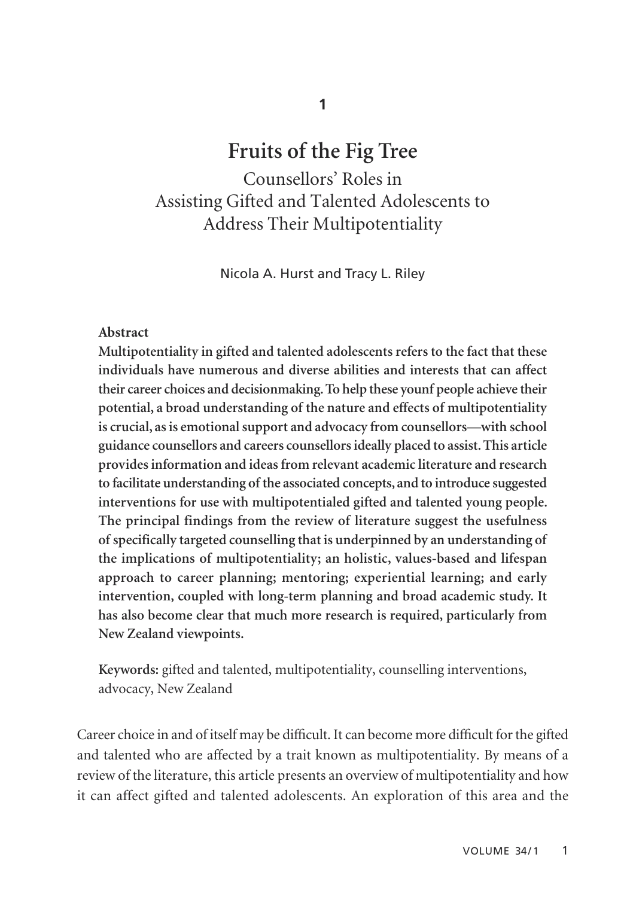# Fruits of the Fig Tree

## Counsellors' Roles in Assisting Gifted and Talented Adolescents to Address Their Multipotentiality

Nicola A. Hurst and Tracy L. Riley

**Abstract**

**Multipotentiality in gifted and talented adolescents refers to the fact that these individuals have numerous and diverse abilities and interests that can affect their career choices and decisionmaking. To help these younf people achieve their potential, a broad understanding of the nature and effects of multipotentiality is crucial, as is emotional support and advocacy from counsellors—with school guidance counsellors and careers counsellors ideally placed to assist. This article provides information and ideas from relevant academic literature and research to facilitate understanding of the associated concepts, and to introduce suggested interventions for use with multipotentialed gifted and talented young people. The principal findings from the review of literature suggest the usefulness of specifically targeted counselling that is underpinned by an understanding of the implications of multipotentiality; an holistic, values-based and lifespan approach to career planning; mentoring; experiential learning; and early intervention, coupled with long-term planning and broad academic study. It has also become clear that much more research is required, particularly from New Zealand viewpoints.**

**Keywords:** gifted and talented, multipotentiality, counselling interventions, advocacy, New Zealand

Career choice in and of itself may be difficult. It can become more difficult for the gifted and talented who are affected by a trait known as multipotentiality. By means of a review of the literature, this article presents an overview of multipotentiality and how it can affect gifted and talented adolescents. An exploration of this area and the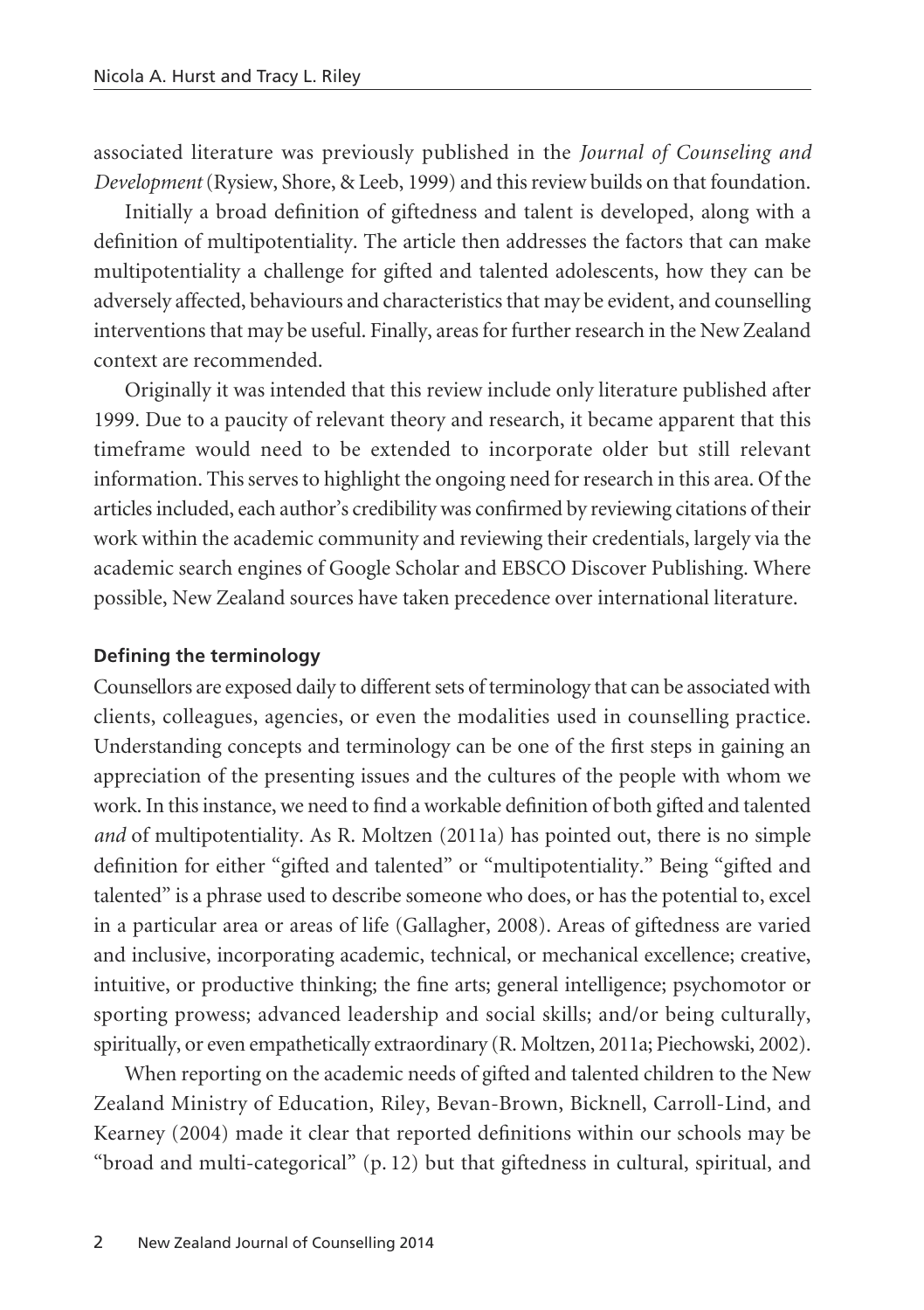associated literature was previously published in the *Journal of Counseling and Development* (Rysiew, Shore, & Leeb, 1999) and this review builds on that foundation.

Initially a broad definition of giftedness and talent is developed, along with a definition of multipotentiality. The article then addresses the factors that can make multipotentiality a challenge for gifted and talented adolescents, how they can be adversely affected, behaviours and characteristics that may be evident, and counselling interventions that may be useful. Finally, areas for further research in the New Zealand context are recommended.

Originally it was intended that this review include only literature published after 1999. Due to a paucity of relevant theory and research, it became apparent that this timeframe would need to be extended to incorporate older but still relevant information. This serves to highlight the ongoing need for research in this area. Of the articles included, each author's credibility was confirmed by reviewing citations of their work within the academic community and reviewing their credentials, largely via the academic search engines of Google Scholar and EBSCO Discover Publishing. Where possible, New Zealand sources have taken precedence over international literature.

### Defining the terminology

Counsellors are exposed daily to different sets of terminology that can be associated with clients, colleagues, agencies, or even the modalities used in counselling practice. Understanding concepts and terminology can be one of the first steps in gaining an appreciation of the presenting issues and the cultures of the people with whom we work. In this instance, we need to find a workable definition of both gifted and talented *and* of multipotentiality. As R. Moltzen (2011a) has pointed out, there is no simple definition for either "gifted and talented" or "multipotentiality." Being "gifted and talented" is a phrase used to describe someone who does, or has the potential to, excel in a particular area or areas of life (Gallagher, 2008). Areas of giftedness are varied and inclusive, incorporating academic, technical, or mechanical excellence; creative, intuitive, or productive thinking; the fine arts; general intelligence; psychomotor or sporting prowess; advanced leadership and social skills; and/or being culturally, spiritually, or even empathetically extraordinary (R. Moltzen, 2011a; Piechowski, 2002).

When reporting on the academic needs of gifted and talented children to the New Zealand Ministry of Education, Riley, Bevan-Brown, Bicknell, Carroll-Lind, and Kearney (2004) made it clear that reported definitions within our schools may be "broad and multi-categorical" (p. 12) but that giftedness in cultural, spiritual, and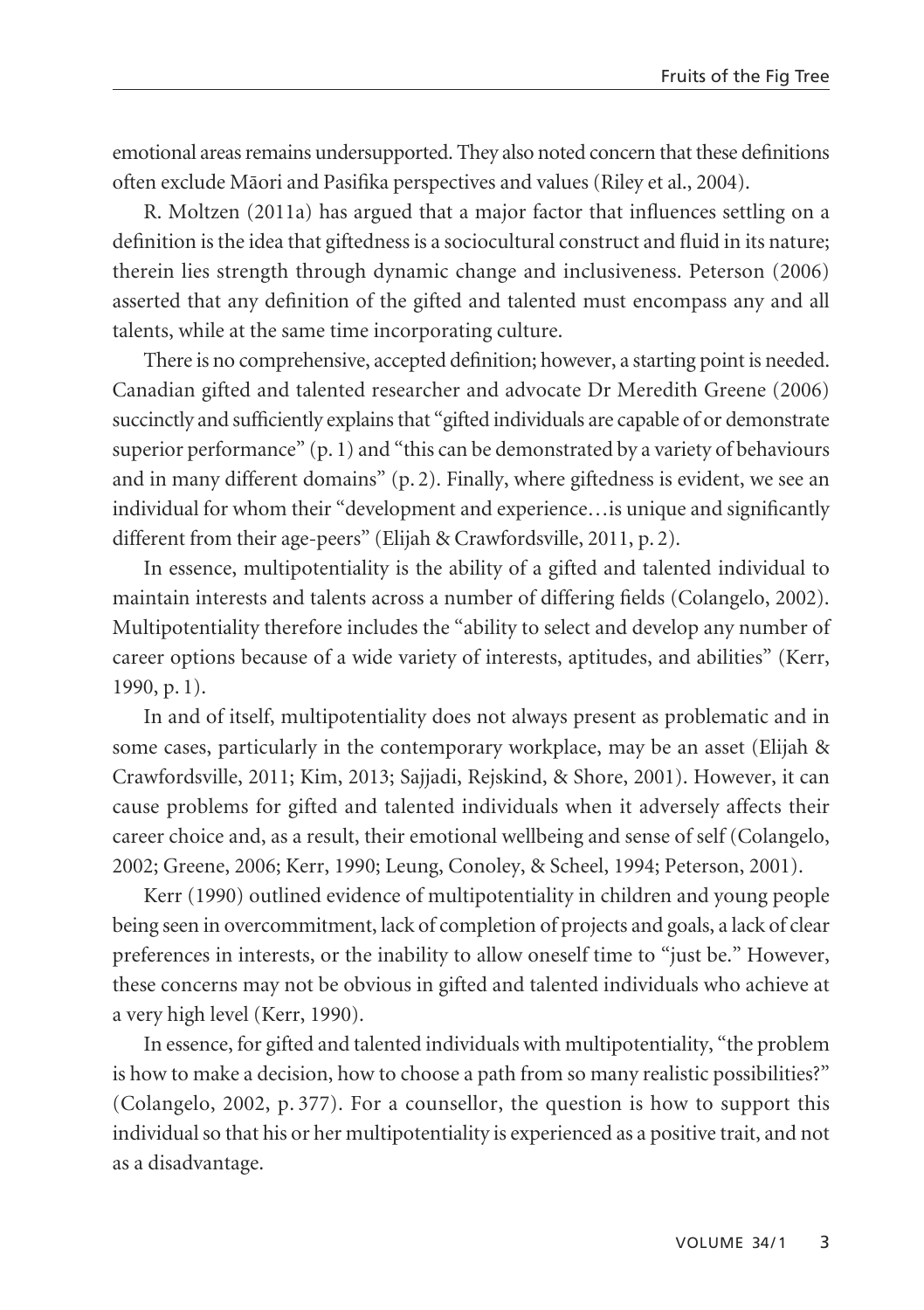emotional areas remains undersupported. They also noted concern that these definitions often exclude Māori and Pasifika perspectives and values (Riley et al., 2004).

R. Moltzen (2011a) has argued that a major factor that influences settling on a definition is the idea that giftedness is a sociocultural construct and fluid in its nature; therein lies strength through dynamic change and inclusiveness. Peterson (2006) asserted that any definition of the gifted and talented must encompass any and all talents, while at the same time incorporating culture.

There is no comprehensive, accepted definition; however, a starting point is needed. Canadian gifted and talented researcher and advocate Dr Meredith Greene (2006) succinctly and sufficiently explains that "gifted individuals are capable of or demonstrate superior performance" (p. 1) and "this can be demonstrated by a variety of behaviours and in many different domains" (p. 2). Finally, where giftedness is evident, we see an individual for whom their "development and experience…is unique and significantly different from their age-peers" (Elijah & Crawfordsville, 2011, p. 2).

In essence, multipotentiality is the ability of a gifted and talented individual to maintain interests and talents across a number of differing fields (Colangelo, 2002). Multipotentiality therefore includes the "ability to select and develop any number of career options because of a wide variety of interests, aptitudes, and abilities" (Kerr, 1990, p. 1).

In and of itself, multipotentiality does not always present as problematic and in some cases, particularly in the contemporary workplace, may be an asset (Elijah & Crawfordsville, 2011; Kim, 2013; Sajjadi, Rejskind, & Shore, 2001). However, it can cause problems for gifted and talented individuals when it adversely affects their career choice and, as a result, their emotional wellbeing and sense of self (Colangelo, 2002; Greene, 2006; Kerr, 1990; Leung, Conoley, & Scheel, 1994; Peterson, 2001).

Kerr (1990) outlined evidence of multipotentiality in children and young people being seen in overcommitment, lack of completion of projects and goals, a lack of clear preferences in interests, or the inability to allow oneself time to "just be." However, these concerns may not be obvious in gifted and talented individuals who achieve at a very high level (Kerr, 1990).

In essence, for gifted and talented individuals with multipotentiality, "the problem is how to make a decision, how to choose a path from so many realistic possibilities?" (Colangelo, 2002, p. 377). For a counsellor, the question is how to support this individual so that his or her multipotentiality is experienced as a positive trait, and not as a disadvantage.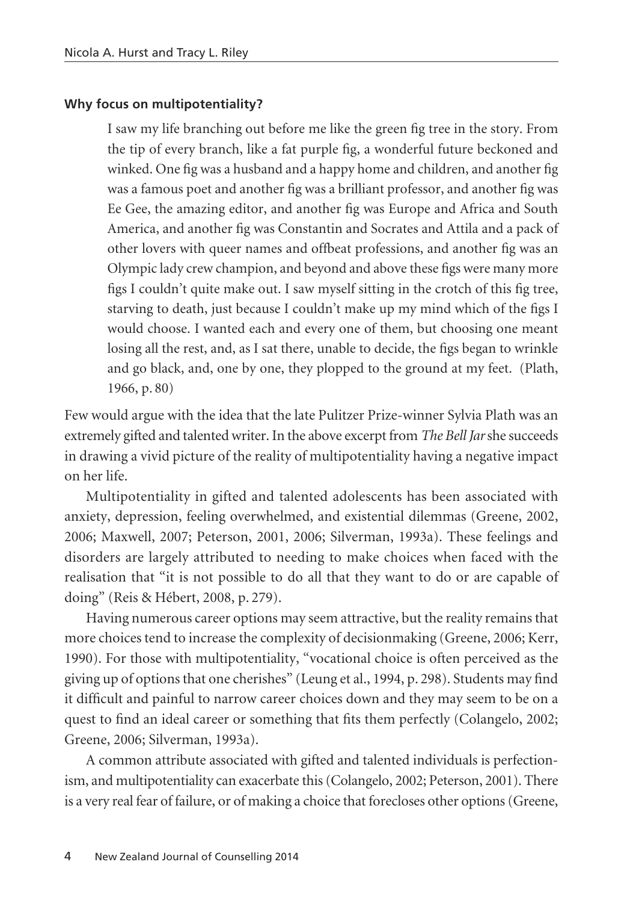### Why focus on multipotentiality?

> I saw my life branching out before me like the green fig tree in the story. From the tip of every branch, like a fat purple fig, a wonderful future beckoned and winked. One fig was a husband and a happy home and children, and another fig was a famous poet and another fig was a brilliant professor, and another fig was Ee Gee, the amazing editor, and another fig was Europe and Africa and South America, and another fig was Constantin and Socrates and Attila and a pack of other lovers with queer names and offbeat professions, and another fig was an Olympic lady crew champion, and beyond and above these figs were many more figs I couldn't quite make out. I saw myself sitting in the crotch of this fig tree, starving to death, just because I couldn't make up my mind which of the figs I would choose. I wanted each and every one of them, but choosing one meant losing all the rest, and, as I sat there, unable to decide, the figs began to wrinkle and go black, and, one by one, they plopped to the ground at my feet. (Plath, 1966, p. 80)

Few would argue with the idea that the late Pulitzer Prize-winner Sylvia Plath was an extremely gifted and talented writer. In the above excerpt from *The Bell Jar* she succeeds in drawing a vivid picture of the reality of multipotentiality having a negative impact on her life.

Multipotentiality in gifted and talented adolescents has been associated with anxiety, depression, feeling overwhelmed, and existential dilemmas (Greene, 2002, 2006; Maxwell, 2007; Peterson, 2001, 2006; Silverman, 1993a). These feelings and disorders are largely attributed to needing to make choices when faced with the realisation that "it is not possible to do all that they want to do or are capable of doing" (Reis & Hébert, 2008, p. 279).

Having numerous career options may seem attractive, but the reality remains that more choices tend to increase the complexity of decisionmaking (Greene, 2006; Kerr, 1990). For those with multipotentiality, "vocational choice is often perceived as the giving up of options that one cherishes" (Leung et al., 1994, p. 298). Students may find it difficult and painful to narrow career choices down and they may seem to be on a quest to find an ideal career or something that fits them perfectly (Colangelo, 2002; Greene, 2006; Silverman, 1993a).

A common attribute associated with gifted and talented individuals is perfectionism, and multipotentiality can exacerbate this (Colangelo, 2002; Peterson, 2001). There is a very real fear of failure, or of making a choice that forecloses other options (Greene,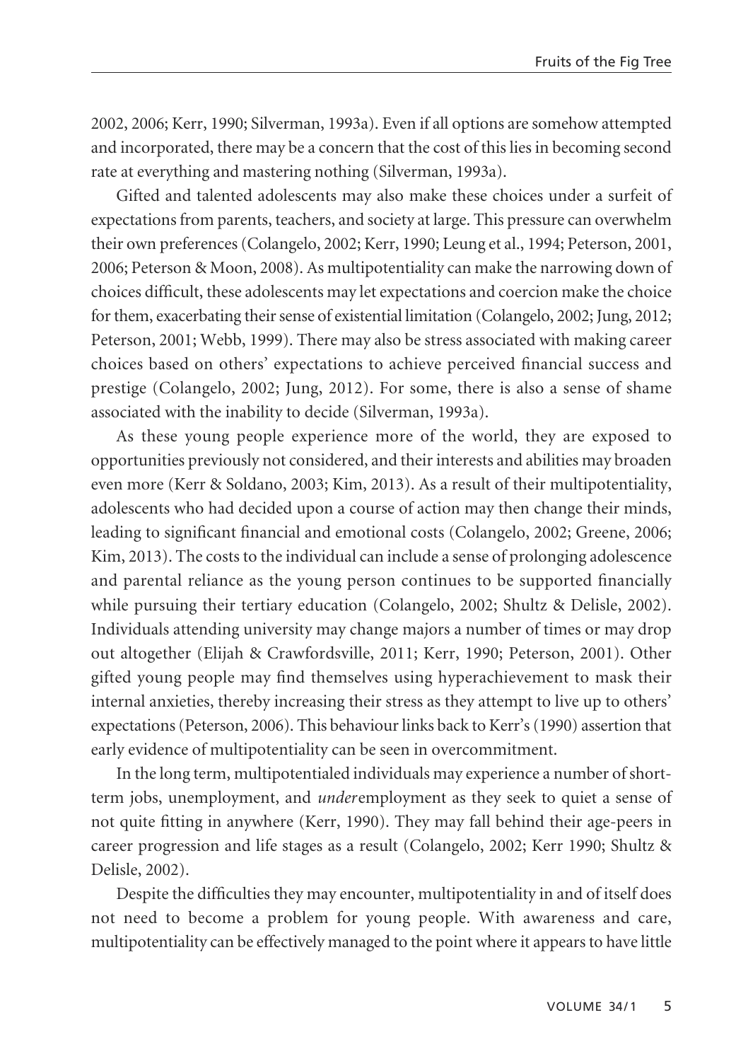2002, 2006; Kerr, 1990; Silverman, 1993a). Even if all options are somehow attempted and incorporated, there may be a concern that the cost of this lies in becoming second rate at everything and mastering nothing (Silverman, 1993a).

Gifted and talented adolescents may also make these choices under a surfeit of expectations from parents, teachers, and society at large. This pressure can overwhelm their own preferences (Colangelo, 2002; Kerr, 1990; Leung et al., 1994; Peterson, 2001, 2006; Peterson & Moon, 2008). As multipotentiality can make the narrowing down of choices difficult, these adolescents may let expectations and coercion make the choice for them, exacerbating their sense of existential limitation (Colangelo, 2002; Jung, 2012; Peterson, 2001; Webb, 1999). There may also be stress associated with making career choices based on others' expectations to achieve perceived financial success and prestige (Colangelo, 2002; Jung, 2012). For some, there is also a sense of shame associated with the inability to decide (Silverman, 1993a).

As these young people experience more of the world, they are exposed to opportunities previously not considered, and their interests and abilities may broaden even more (Kerr & Soldano, 2003; Kim, 2013). As a result of their multipotentiality, adolescents who had decided upon a course of action may then change their minds, leading to significant financial and emotional costs (Colangelo, 2002; Greene, 2006; Kim, 2013). The costs to the individual can include a sense of prolonging adolescence and parental reliance as the young person continues to be supported financially while pursuing their tertiary education (Colangelo, 2002; Shultz & Delisle, 2002). Individuals attending university may change majors a number of times or may drop out altogether (Elijah & Crawfordsville, 2011; Kerr, 1990; Peterson, 2001). Other gifted young people may find themselves using hyperachievement to mask their internal anxieties, thereby increasing their stress as they attempt to live up to others' expectations (Peterson, 2006). This behaviour links back to Kerr's (1990) assertion that early evidence of multipotentiality can be seen in overcommitment.

In the long term, multipotentialed individuals may experience a number of short-term jobs, unemployment, and *under*employment as they seek to quiet a sense of not quite fitting in anywhere (Kerr, 1990). They may fall behind their age-peers in career progression and life stages as a result (Colangelo, 2002; Kerr 1990; Shultz & Delisle, 2002).

Despite the difficulties they may encounter, multipotentiality in and of itself does not need to become a problem for young people. With awareness and care, multipotentiality can be effectively managed to the point where it appears to have little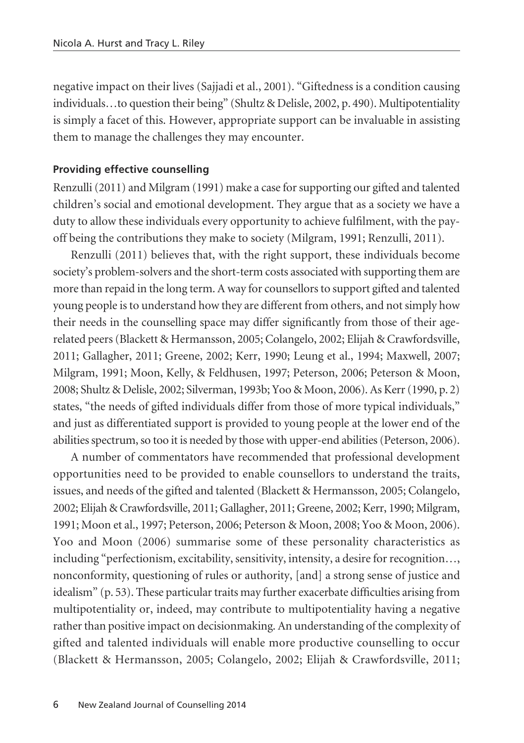negative impact on their lives (Sajjadi et al., 2001). "Giftedness is a condition causing individuals…to question their being" (Shultz & Delisle, 2002, p. 490). Multipotentiality is simply a facet of this. However, appropriate support can be invaluable in assisting them to manage the challenges they may encounter.

**Providing effective counselling**

Renzulli (2011) and Milgram (1991) make a case for supporting our gifted and talented children's social and emotional development. They argue that as a society we have a duty to allow these individuals every opportunity to achieve fulfilment, with the payoff being the contributions they make to society (Milgram, 1991; Renzulli, 2011).

Renzulli (2011) believes that, with the right support, these individuals become society's problem-solvers and the short-term costs associated with supporting them are more than repaid in the long term. A way for counsellors to support gifted and talented young people is to understand how they are different from others, and not simply how their needs in the counselling space may differ significantly from those of their age-related peers (Blackett & Hermansson, 2005; Colangelo, 2002; Elijah & Crawfordsville, 2011; Gallagher, 2011; Greene, 2002; Kerr, 1990; Leung et al., 1994; Maxwell, 2007; Milgram, 1991; Moon, Kelly, & Feldhusen, 1997; Peterson, 2006; Peterson & Moon, 2008; Shultz & Delisle, 2002; Silverman, 1993b; Yoo & Moon, 2006). As Kerr (1990, p. 2) states, "the needs of gifted individuals differ from those of more typical individuals," and just as differentiated support is provided to young people at the lower end of the abilities spectrum, so too it is needed by those with upper-end abilities (Peterson, 2006).

A number of commentators have recommended that professional development opportunities need to be provided to enable counsellors to understand the traits, issues, and needs of the gifted and talented (Blackett & Hermansson, 2005; Colangelo, 2002; Elijah & Crawfordsville, 2011; Gallagher, 2011; Greene, 2002; Kerr, 1990; Milgram, 1991; Moon et al., 1997; Peterson, 2006; Peterson & Moon, 2008; Yoo & Moon, 2006). Yoo and Moon (2006) summarise some of these personality characteristics as including "perfectionism, excitability, sensitivity, intensity, a desire for recognition…, nonconformity, questioning of rules or authority, [and] a strong sense of justice and idealism" (p. 53). These particular traits may further exacerbate difficulties arising from multipotentiality or, indeed, may contribute to multipotentiality having a negative rather than positive impact on decisionmaking. An understanding of the complexity of gifted and talented individuals will enable more productive counselling to occur (Blackett & Hermansson, 2005; Colangelo, 2002; Elijah & Crawfordsville, 2011;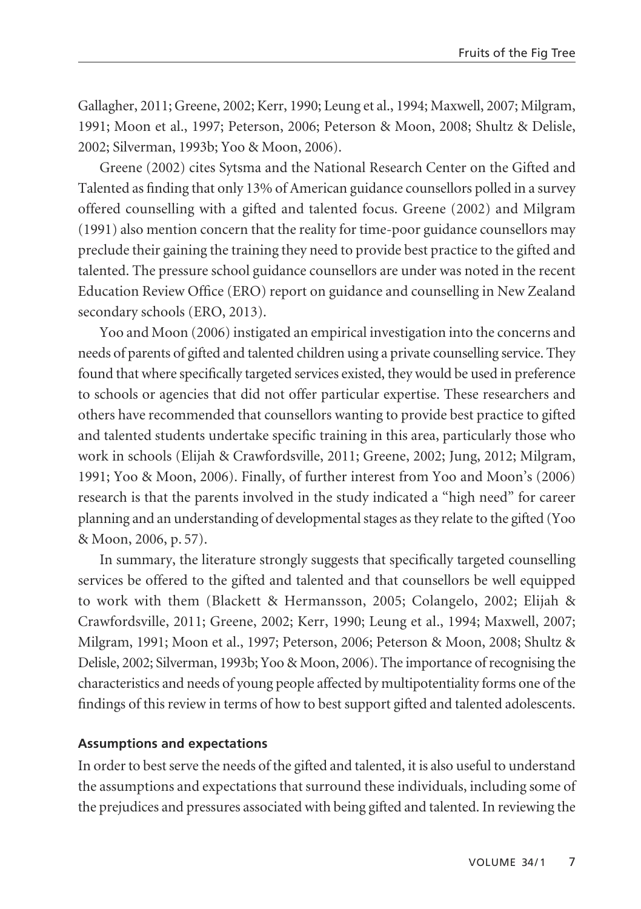Gallagher, 2011; Greene, 2002; Kerr, 1990; Leung et al., 1994; Maxwell, 2007; Milgram, 1991; Moon et al., 1997; Peterson, 2006; Peterson & Moon, 2008; Shultz & Delisle, 2002; Silverman, 1993b; Yoo & Moon, 2006).

Greene (2002) cites Sytsma and the National Research Center on the Gifted and Talented as finding that only 13% of American guidance counsellors polled in a survey offered counselling with a gifted and talented focus. Greene (2002) and Milgram (1991) also mention concern that the reality for time-poor guidance counsellors may preclude their gaining the training they need to provide best practice to the gifted and talented. The pressure school guidance counsellors are under was noted in the recent Education Review Office (ERO) report on guidance and counselling in New Zealand secondary schools (ERO, 2013).

Yoo and Moon (2006) instigated an empirical investigation into the concerns and needs of parents of gifted and talented children using a private counselling service. They found that where specifically targeted services existed, they would be used in preference to schools or agencies that did not offer particular expertise. These researchers and others have recommended that counsellors wanting to provide best practice to gifted and talented students undertake specific training in this area, particularly those who work in schools (Elijah & Crawfordsville, 2011; Greene, 2002; Jung, 2012; Milgram, 1991; Yoo & Moon, 2006). Finally, of further interest from Yoo and Moon's (2006) research is that the parents involved in the study indicated a "high need" for career planning and an understanding of developmental stages as they relate to the gifted (Yoo & Moon, 2006, p. 57).

In summary, the literature strongly suggests that specifically targeted counselling services be offered to the gifted and talented and that counsellors be well equipped to work with them (Blackett & Hermansson, 2005; Colangelo, 2002; Elijah & Crawfordsville, 2011; Greene, 2002; Kerr, 1990; Leung et al., 1994; Maxwell, 2007; Milgram, 1991; Moon et al., 1997; Peterson, 2006; Peterson & Moon, 2008; Shultz & Delisle, 2002; Silverman, 1993b; Yoo & Moon, 2006). The importance of recognising the characteristics and needs of young people affected by multipotentiality forms one of the findings of this review in terms of how to best support gifted and talented adolescents.

#### Assumptions and expectations

In order to best serve the needs of the gifted and talented, it is also useful to understand the assumptions and expectations that surround these individuals, including some of the prejudices and pressures associated with being gifted and talented. In reviewing the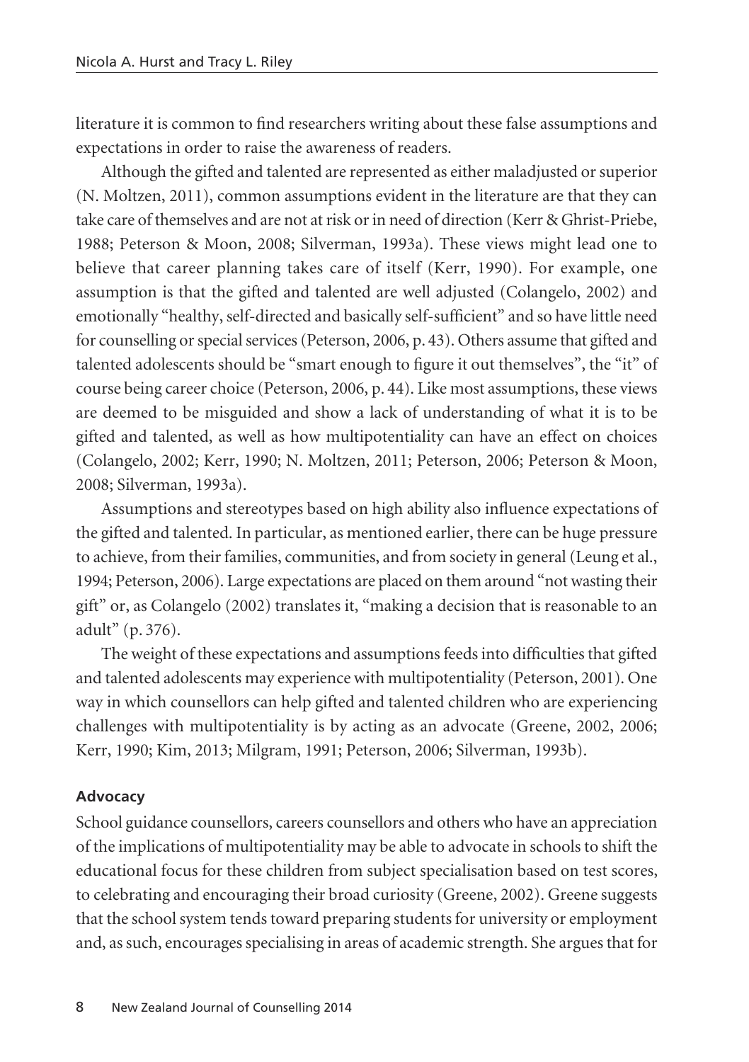literature it is common to find researchers writing about these false assumptions and expectations in order to raise the awareness of readers.

Although the gifted and talented are represented as either maladjusted or superior (N. Moltzen, 2011), common assumptions evident in the literature are that they can take care of themselves and are not at risk or in need of direction (Kerr & Ghrist-Priebe, 1988; Peterson & Moon, 2008; Silverman, 1993a). These views might lead one to believe that career planning takes care of itself (Kerr, 1990). For example, one assumption is that the gifted and talented are well adjusted (Colangelo, 2002) and emotionally "healthy, self-directed and basically self-sufficient" and so have little need for counselling or special services (Peterson, 2006, p. 43). Others assume that gifted and talented adolescents should be "smart enough to figure it out themselves", the "it" of course being career choice (Peterson, 2006, p. 44). Like most assumptions, these views are deemed to be misguided and show a lack of understanding of what it is to be gifted and talented, as well as how multipotentiality can have an effect on choices (Colangelo, 2002; Kerr, 1990; N. Moltzen, 2011; Peterson, 2006; Peterson & Moon, 2008; Silverman, 1993a).

Assumptions and stereotypes based on high ability also influence expectations of the gifted and talented. In particular, as mentioned earlier, there can be huge pressure to achieve, from their families, communities, and from society in general (Leung et al., 1994; Peterson, 2006). Large expectations are placed on them around "not wasting their gift" or, as Colangelo (2002) translates it, "making a decision that is reasonable to an adult" (p. 376).

The weight of these expectations and assumptions feeds into difficulties that gifted and talented adolescents may experience with multipotentiality (Peterson, 2001). One way in which counsellors can help gifted and talented children who are experiencing challenges with multipotentiality is by acting as an advocate (Greene, 2002, 2006; Kerr, 1990; Kim, 2013; Milgram, 1991; Peterson, 2006; Silverman, 1993b).

### Advocacy

School guidance counsellors, careers counsellors and others who have an appreciation of the implications of multipotentiality may be able to advocate in schools to shift the educational focus for these children from subject specialisation based on test scores, to celebrating and encouraging their broad curiosity (Greene, 2002). Greene suggests that the school system tends toward preparing students for university or employment and, as such, encourages specialising in areas of academic strength. She argues that for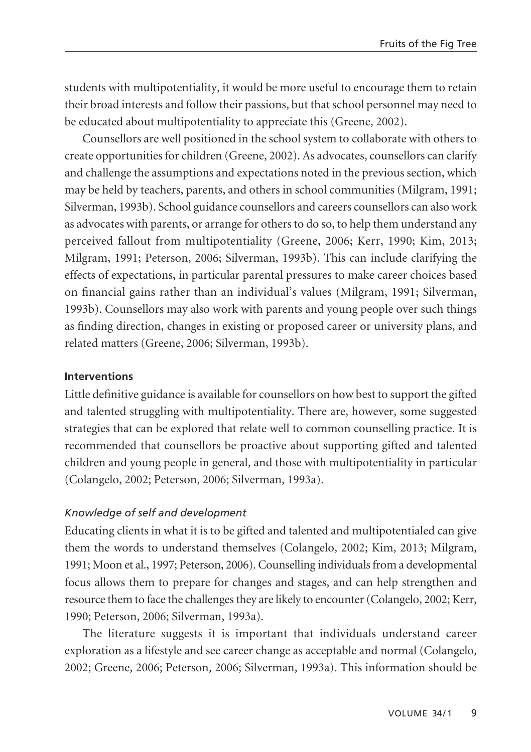students with multipotentiality, it would be more useful to encourage them to retain their broad interests and follow their passions, but that school personnel may need to be educated about multipotentiality to appreciate this (Greene, 2002).

Counsellors are well positioned in the school system to collaborate with others to create opportunities for children (Greene, 2002). As advocates, counsellors can clarify and challenge the assumptions and expectations noted in the previous section, which may be held by teachers, parents, and others in school communities (Milgram, 1991; Silverman, 1993b). School guidance counsellors and careers counsellors can also work as advocates with parents, or arrange for others to do so, to help them understand any perceived fallout from multipotentiality (Greene, 2006; Kerr, 1990; Kim, 2013; Milgram, 1991; Peterson, 2006; Silverman, 1993b). This can include clarifying the effects of expectations, in particular parental pressures to make career choices based on financial gains rather than an individual's values (Milgram, 1991; Silverman, 1993b). Counsellors may also work with parents and young people over such things as finding direction, changes in existing or proposed career or university plans, and related matters (Greene, 2006; Silverman, 1993b).

### Interventions

Little definitive guidance is available for counsellors on how best to support the gifted and talented struggling with multipotentiality. There are, however, some suggested strategies that can be explored that relate well to common counselling practice. It is recommended that counsellors be proactive about supporting gifted and talented children and young people in general, and those with multipotentiality in particular (Colangelo, 2002; Peterson, 2006; Silverman, 1993a).

#### *Knowledge of self and development*

Educating clients in what it is to be gifted and talented and multipotentialed can give them the words to understand themselves (Colangelo, 2002; Kim, 2013; Milgram, 1991; Moon et al., 1997; Peterson, 2006). Counselling individuals from a developmental focus allows them to prepare for changes and stages, and can help strengthen and resource them to face the challenges they are likely to encounter (Colangelo, 2002; Kerr, 1990; Peterson, 2006; Silverman, 1993a).

The literature suggests it is important that individuals understand career exploration as a lifestyle and see career change as acceptable and normal (Colangelo, 2002; Greene, 2006; Peterson, 2006; Silverman, 1993a). This information should be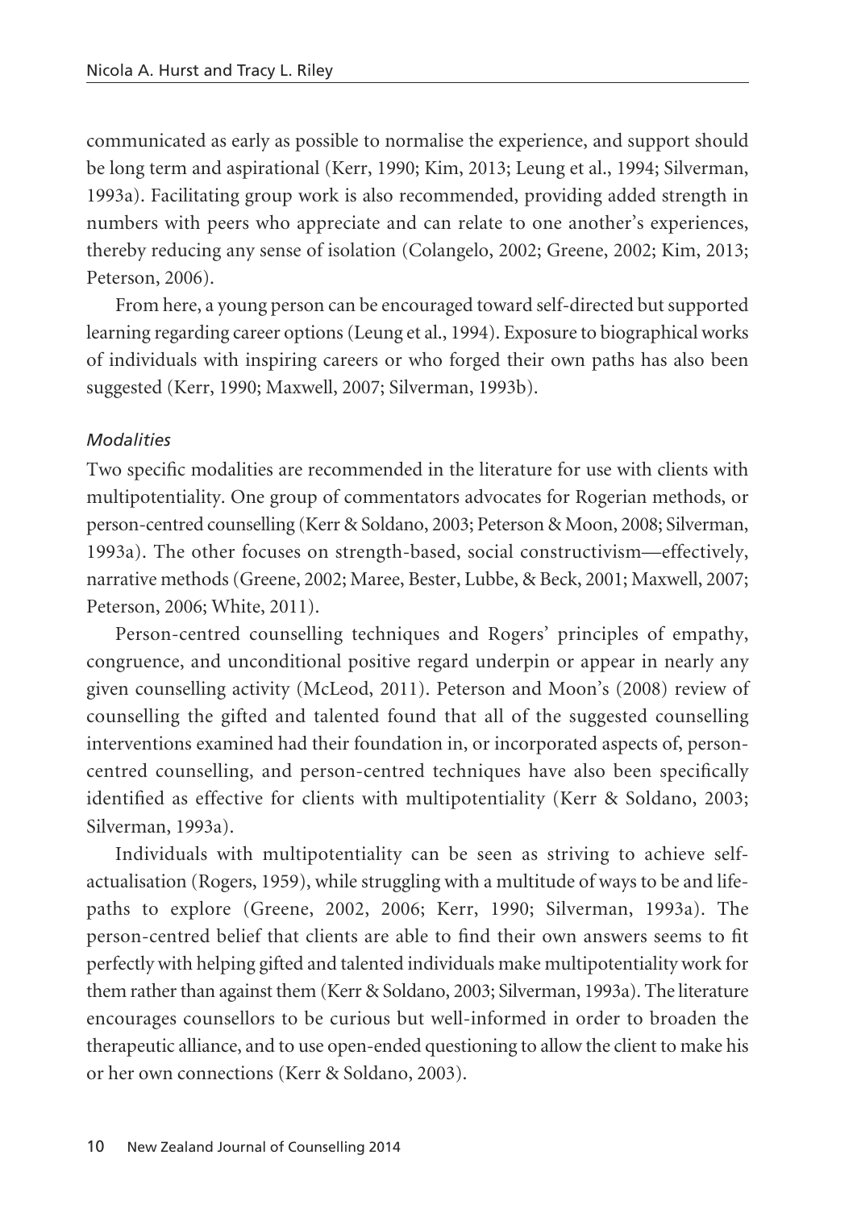communicated as early as possible to normalise the experience, and support should be long term and aspirational (Kerr, 1990; Kim, 2013; Leung et al., 1994; Silverman, 1993a). Facilitating group work is also recommended, providing added strength in numbers with peers who appreciate and can relate to one another's experiences, thereby reducing any sense of isolation (Colangelo, 2002; Greene, 2002; Kim, 2013; Peterson, 2006).

From here, a young person can be encouraged toward self-directed but supported learning regarding career options (Leung et al., 1994). Exposure to biographical works of individuals with inspiring careers or who forged their own paths has also been suggested (Kerr, 1990; Maxwell, 2007; Silverman, 1993b).

*Modalities*

Two specific modalities are recommended in the literature for use with clients with multipotentiality. One group of commentators advocates for Rogerian methods, or person-centred counselling (Kerr & Soldano, 2003; Peterson & Moon, 2008; Silverman, 1993a). The other focuses on strength-based, social constructivism—effectively, narrative methods (Greene, 2002; Maree, Bester, Lubbe, & Beck, 2001; Maxwell, 2007; Peterson, 2006; White, 2011).

Person-centred counselling techniques and Rogers' principles of empathy, congruence, and unconditional positive regard underpin or appear in nearly any given counselling activity (McLeod, 2011). Peterson and Moon's (2008) review of counselling the gifted and talented found that all of the suggested counselling interventions examined had their foundation in, or incorporated aspects of, person-centred counselling, and person-centred techniques have also been specifically identified as effective for clients with multipotentiality (Kerr & Soldano, 2003; Silverman, 1993a).

Individuals with multipotentiality can be seen as striving to achieve self-actualisation (Rogers, 1959), while struggling with a multitude of ways to be and life-paths to explore (Greene, 2002, 2006; Kerr, 1990; Silverman, 1993a). The person-centred belief that clients are able to find their own answers seems to fit perfectly with helping gifted and talented individuals make multipotentiality work for them rather than against them (Kerr & Soldano, 2003; Silverman, 1993a). The literature encourages counsellors to be curious but well-informed in order to broaden the therapeutic alliance, and to use open-ended questioning to allow the client to make his or her own connections (Kerr & Soldano, 2003).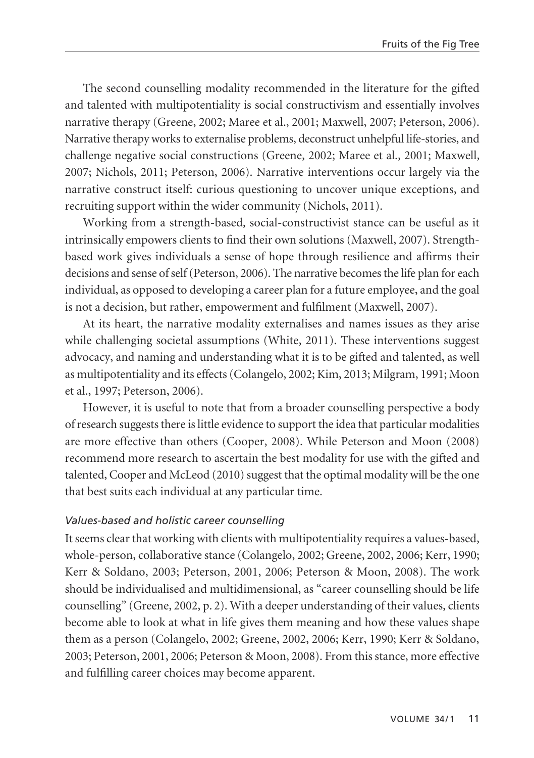The second counselling modality recommended in the literature for the gifted and talented with multipotentiality is social constructivism and essentially involves narrative therapy (Greene, 2002; Maree et al., 2001; Maxwell, 2007; Peterson, 2006). Narrative therapy works to externalise problems, deconstruct unhelpful life-stories, and challenge negative social constructions (Greene, 2002; Maree et al., 2001; Maxwell, 2007; Nichols, 2011; Peterson, 2006). Narrative interventions occur largely via the narrative construct itself: curious questioning to uncover unique exceptions, and recruiting support within the wider community (Nichols, 2011).

Working from a strength-based, social-constructivist stance can be useful as it intrinsically empowers clients to find their own solutions (Maxwell, 2007). Strength-based work gives individuals a sense of hope through resilience and affirms their decisions and sense of self (Peterson, 2006). The narrative becomes the life plan for each individual, as opposed to developing a career plan for a future employee, and the goal is not a decision, but rather, empowerment and fulfilment (Maxwell, 2007).

At its heart, the narrative modality externalises and names issues as they arise while challenging societal assumptions (White, 2011). These interventions suggest advocacy, and naming and understanding what it is to be gifted and talented, as well as multipotentiality and its effects (Colangelo, 2002; Kim, 2013; Milgram, 1991; Moon et al., 1997; Peterson, 2006).

However, it is useful to note that from a broader counselling perspective a body of research suggests there is little evidence to support the idea that particular modalities are more effective than others (Cooper, 2008). While Peterson and Moon (2008) recommend more research to ascertain the best modality for use with the gifted and talented, Cooper and McLeod (2010) suggest that the optimal modality will be the one that best suits each individual at any particular time.

### *Values-based and holistic career counselling*

It seems clear that working with clients with multipotentiality requires a values-based, whole-person, collaborative stance (Colangelo, 2002; Greene, 2002, 2006; Kerr, 1990; Kerr & Soldano, 2003; Peterson, 2001, 2006; Peterson & Moon, 2008). The work should be individualised and multidimensional, as "career counselling should be life counselling" (Greene, 2002, p. 2). With a deeper understanding of their values, clients become able to look at what in life gives them meaning and how these values shape them as a person (Colangelo, 2002; Greene, 2002, 2006; Kerr, 1990; Kerr & Soldano, 2003; Peterson, 2001, 2006; Peterson & Moon, 2008). From this stance, more effective and fulfilling career choices may become apparent.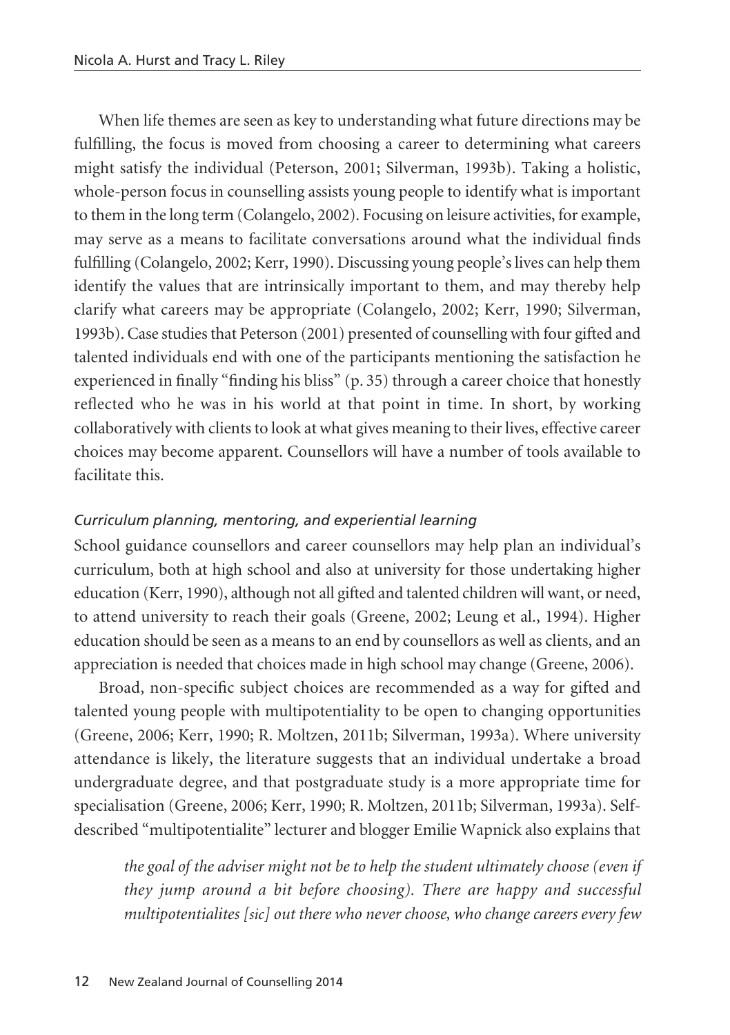When life themes are seen as key to understanding what future directions may be fulfilling, the focus is moved from choosing a career to determining what careers might satisfy the individual (Peterson, 2001; Silverman, 1993b). Taking a holistic, whole-person focus in counselling assists young people to identify what is important to them in the long term (Colangelo, 2002). Focusing on leisure activities, for example, may serve as a means to facilitate conversations around what the individual finds fulfilling (Colangelo, 2002; Kerr, 1990). Discussing young people's lives can help them identify the values that are intrinsically important to them, and may thereby help clarify what careers may be appropriate (Colangelo, 2002; Kerr, 1990; Silverman, 1993b). Case studies that Peterson (2001) presented of counselling with four gifted and talented individuals end with one of the participants mentioning the satisfaction he experienced in finally "finding his bliss" (p. 35) through a career choice that honestly reflected who he was in his world at that point in time. In short, by working collaboratively with clients to look at what gives meaning to their lives, effective career choices may become apparent. Counsellors will have a number of tools available to facilitate this.

*Curriculum planning, mentoring, and experiential learning*

School guidance counsellors and career counsellors may help plan an individual's curriculum, both at high school and also at university for those undertaking higher education (Kerr, 1990), although not all gifted and talented children will want, or need, to attend university to reach their goals (Greene, 2002; Leung et al., 1994). Higher education should be seen as a means to an end by counsellors as well as clients, and an appreciation is needed that choices made in high school may change (Greene, 2006).

Broad, non-specific subject choices are recommended as a way for gifted and talented young people with multipotentiality to be open to changing opportunities (Greene, 2006; Kerr, 1990; R. Moltzen, 2011b; Silverman, 1993a). Where university attendance is likely, the literature suggests that an individual undertake a broad undergraduate degree, and that postgraduate study is a more appropriate time for specialisation (Greene, 2006; Kerr, 1990; R. Moltzen, 2011b; Silverman, 1993a). Self-described "multipotentialite" lecturer and blogger Emilie Wapnick also explains that

> *the goal of the adviser might not be to help the student ultimately choose (even if they jump around a bit before choosing). There are happy and successful multipotentialites [sic] out there who never choose, who change careers every few*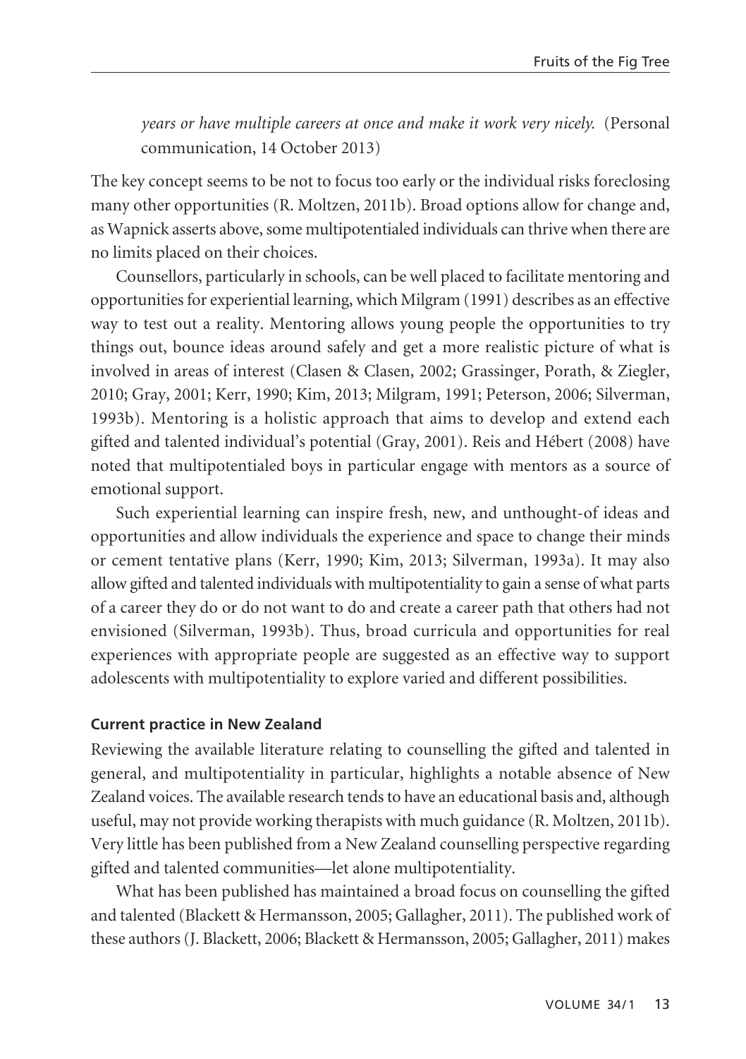*years or have multiple careers at once and make it work very nicely.* (Personal communication, 14 October 2013)

The key concept seems to be not to focus too early or the individual risks foreclosing many other opportunities (R. Moltzen, 2011b). Broad options allow for change and, as Wapnick asserts above, some multipotentialed individuals can thrive when there are no limits placed on their choices.

Counsellors, particularly in schools, can be well placed to facilitate mentoring and opportunities for experiential learning, which Milgram (1991) describes as an effective way to test out a reality. Mentoring allows young people the opportunities to try things out, bounce ideas around safely and get a more realistic picture of what is involved in areas of interest (Clasen & Clasen, 2002; Grassinger, Porath, & Ziegler, 2010; Gray, 2001; Kerr, 1990; Kim, 2013; Milgram, 1991; Peterson, 2006; Silverman, 1993b). Mentoring is a holistic approach that aims to develop and extend each gifted and talented individual's potential (Gray, 2001). Reis and Hébert (2008) have noted that multipotentialed boys in particular engage with mentors as a source of emotional support.

Such experiential learning can inspire fresh, new, and unthought-of ideas and opportunities and allow individuals the experience and space to change their minds or cement tentative plans (Kerr, 1990; Kim, 2013; Silverman, 1993a). It may also allow gifted and talented individuals with multipotentiality to gain a sense of what parts of a career they do or do not want to do and create a career path that others had not envisioned (Silverman, 1993b). Thus, broad curricula and opportunities for real experiences with appropriate people are suggested as an effective way to support adolescents with multipotentiality to explore varied and different possibilities.

### Current practice in New Zealand

Reviewing the available literature relating to counselling the gifted and talented in general, and multipotentiality in particular, highlights a notable absence of New Zealand voices. The available research tends to have an educational basis and, although useful, may not provide working therapists with much guidance (R. Moltzen, 2011b). Very little has been published from a New Zealand counselling perspective regarding gifted and talented communities—let alone multipotentiality.

What has been published has maintained a broad focus on counselling the gifted and talented (Blackett & Hermansson, 2005; Gallagher, 2011). The published work of these authors (J. Blackett, 2006; Blackett & Hermansson, 2005; Gallagher, 2011) makes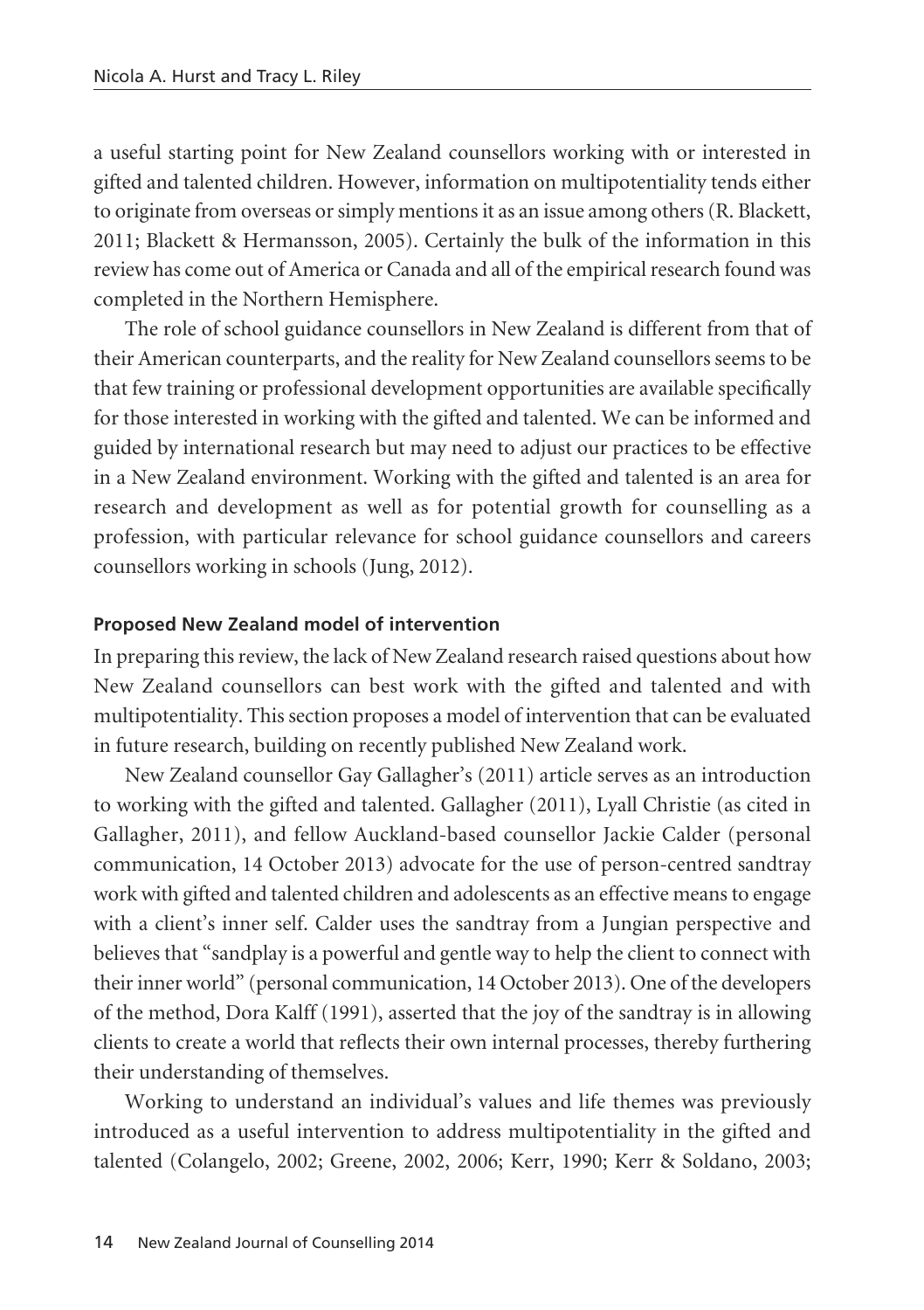a useful starting point for New Zealand counsellors working with or interested in gifted and talented children. However, information on multipotentiality tends either to originate from overseas or simply mentions it as an issue among others (R. Blackett, 2011; Blackett & Hermansson, 2005). Certainly the bulk of the information in this review has come out of America or Canada and all of the empirical research found was completed in the Northern Hemisphere.

The role of school guidance counsellors in New Zealand is different from that of their American counterparts, and the reality for New Zealand counsellors seems to be that few training or professional development opportunities are available specifically for those interested in working with the gifted and talented. We can be informed and guided by international research but may need to adjust our practices to be effective in a New Zealand environment. Working with the gifted and talented is an area for research and development as well as for potential growth for counselling as a profession, with particular relevance for school guidance counsellors and careers counsellors working in schools (Jung, 2012).

### Proposed New Zealand model of intervention

In preparing this review, the lack of New Zealand research raised questions about how New Zealand counsellors can best work with the gifted and talented and with multipotentiality. This section proposes a model of intervention that can be evaluated in future research, building on recently published New Zealand work.

New Zealand counsellor Gay Gallagher's (2011) article serves as an introduction to working with the gifted and talented. Gallagher (2011), Lyall Christie (as cited in Gallagher, 2011), and fellow Auckland-based counsellor Jackie Calder (personal communication, 14 October 2013) advocate for the use of person-centred sandtray work with gifted and talented children and adolescents as an effective means to engage with a client's inner self. Calder uses the sandtray from a Jungian perspective and believes that "sandplay is a powerful and gentle way to help the client to connect with their inner world" (personal communication, 14 October 2013). One of the developers of the method, Dora Kalff (1991), asserted that the joy of the sandtray is in allowing clients to create a world that reflects their own internal processes, thereby furthering their understanding of themselves.

Working to understand an individual's values and life themes was previously introduced as a useful intervention to address multipotentiality in the gifted and talented (Colangelo, 2002; Greene, 2002, 2006; Kerr, 1990; Kerr & Soldano, 2003;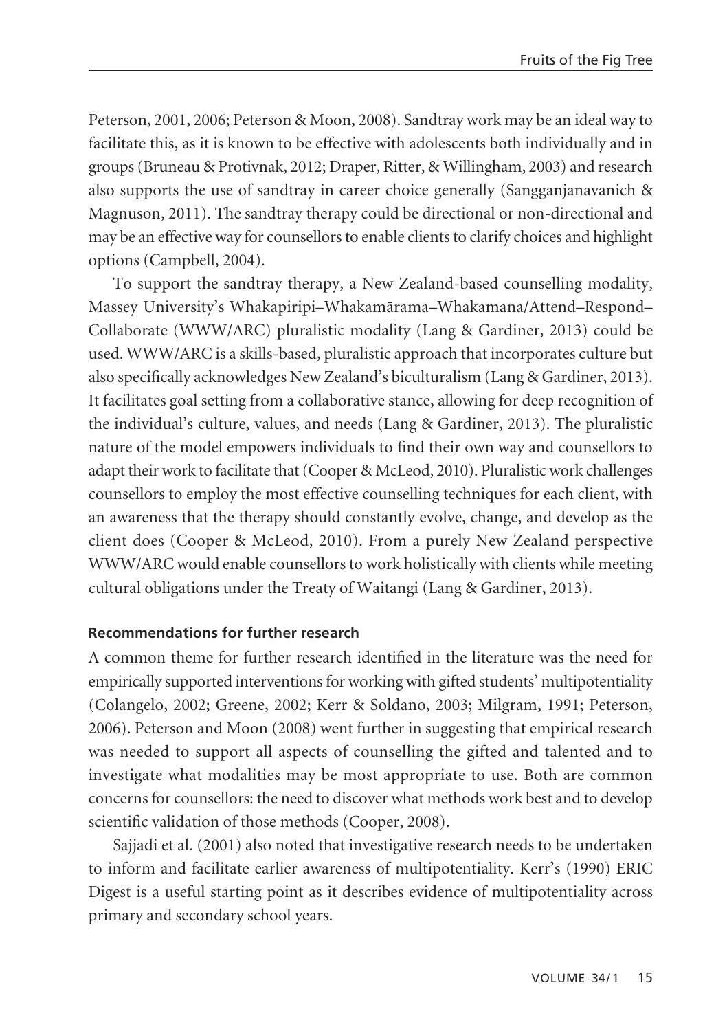Peterson, 2001, 2006; Peterson & Moon, 2008). Sandtray work may be an ideal way to facilitate this, as it is known to be effective with adolescents both individually and in groups (Bruneau & Protivnak, 2012; Draper, Ritter, & Willingham, 2003) and research also supports the use of sandtray in career choice generally (Sangganjanavanich & Magnuson, 2011). The sandtray therapy could be directional or non-directional and may be an effective way for counsellors to enable clients to clarify choices and highlight options (Campbell, 2004).

To support the sandtray therapy, a New Zealand-based counselling modality, Massey University's Whakapiripi–Whakamārama–Whakamana/Attend–Respond–Collaborate (WWW/ARC) pluralistic modality (Lang & Gardiner, 2013) could be used. WWW/ARC is a skills-based, pluralistic approach that incorporates culture but also specifically acknowledges New Zealand's biculturalism (Lang & Gardiner, 2013). It facilitates goal setting from a collaborative stance, allowing for deep recognition of the individual's culture, values, and needs (Lang & Gardiner, 2013). The pluralistic nature of the model empowers individuals to find their own way and counsellors to adapt their work to facilitate that (Cooper & McLeod, 2010). Pluralistic work challenges counsellors to employ the most effective counselling techniques for each client, with an awareness that the therapy should constantly evolve, change, and develop as the client does (Cooper & McLeod, 2010). From a purely New Zealand perspective WWW/ARC would enable counsellors to work holistically with clients while meeting cultural obligations under the Treaty of Waitangi (Lang & Gardiner, 2013).

### Recommendations for further research

A common theme for further research identified in the literature was the need for empirically supported interventions for working with gifted students' multipotentiality (Colangelo, 2002; Greene, 2002; Kerr & Soldano, 2003; Milgram, 1991; Peterson, 2006). Peterson and Moon (2008) went further in suggesting that empirical research was needed to support all aspects of counselling the gifted and talented and to investigate what modalities may be most appropriate to use. Both are common concerns for counsellors: the need to discover what methods work best and to develop scientific validation of those methods (Cooper, 2008).

Sajjadi et al. (2001) also noted that investigative research needs to be undertaken to inform and facilitate earlier awareness of multipotentiality. Kerr's (1990) ERIC Digest is a useful starting point as it describes evidence of multipotentiality across primary and secondary school years.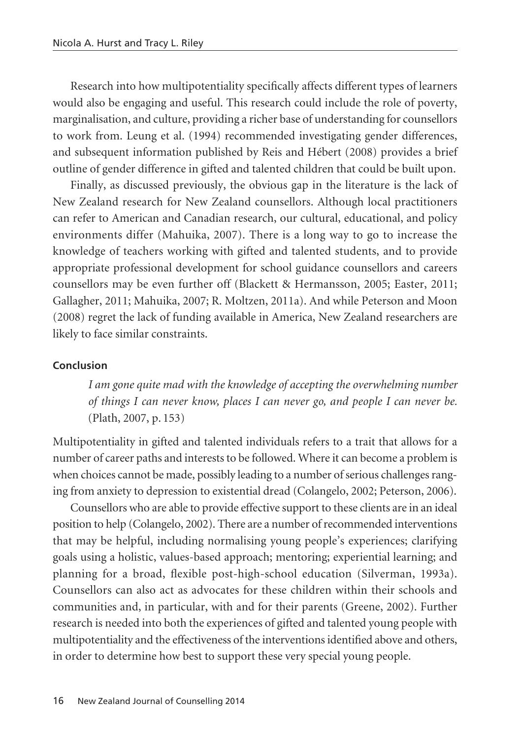Research into how multipotentiality specifically affects different types of learners would also be engaging and useful. This research could include the role of poverty, marginalisation, and culture, providing a richer base of understanding for counsellors to work from. Leung et al. (1994) recommended investigating gender differences, and subsequent information published by Reis and Hébert (2008) provides a brief outline of gender difference in gifted and talented children that could be built upon.

Finally, as discussed previously, the obvious gap in the literature is the lack of New Zealand research for New Zealand counsellors. Although local practitioners can refer to American and Canadian research, our cultural, educational, and policy environments differ (Mahuika, 2007). There is a long way to go to increase the knowledge of teachers working with gifted and talented students, and to provide appropriate professional development for school guidance counsellors and careers counsellors may be even further off (Blackett & Hermansson, 2005; Easter, 2011; Gallagher, 2011; Mahuika, 2007; R. Moltzen, 2011a). And while Peterson and Moon (2008) regret the lack of funding available in America, New Zealand researchers are likely to face similar constraints.

#### Conclusion

> *I am gone quite mad with the knowledge of accepting the overwhelming number of things I can never know, places I can never go, and people I can never be.* (Plath, 2007, p. 153)

Multipotentiality in gifted and talented individuals refers to a trait that allows for a number of career paths and interests to be followed. Where it can become a problem is when choices cannot be made, possibly leading to a number of serious challenges ranging from anxiety to depression to existential dread (Colangelo, 2002; Peterson, 2006).

Counsellors who are able to provide effective support to these clients are in an ideal position to help (Colangelo, 2002). There are a number of recommended interventions that may be helpful, including normalising young people's experiences; clarifying goals using a holistic, values-based approach; mentoring; experiential learning; and planning for a broad, flexible post-high-school education (Silverman, 1993a). Counsellors can also act as advocates for these children within their schools and communities and, in particular, with and for their parents (Greene, 2002). Further research is needed into both the experiences of gifted and talented young people with multipotentiality and the effectiveness of the interventions identified above and others, in order to determine how best to support these very special young people.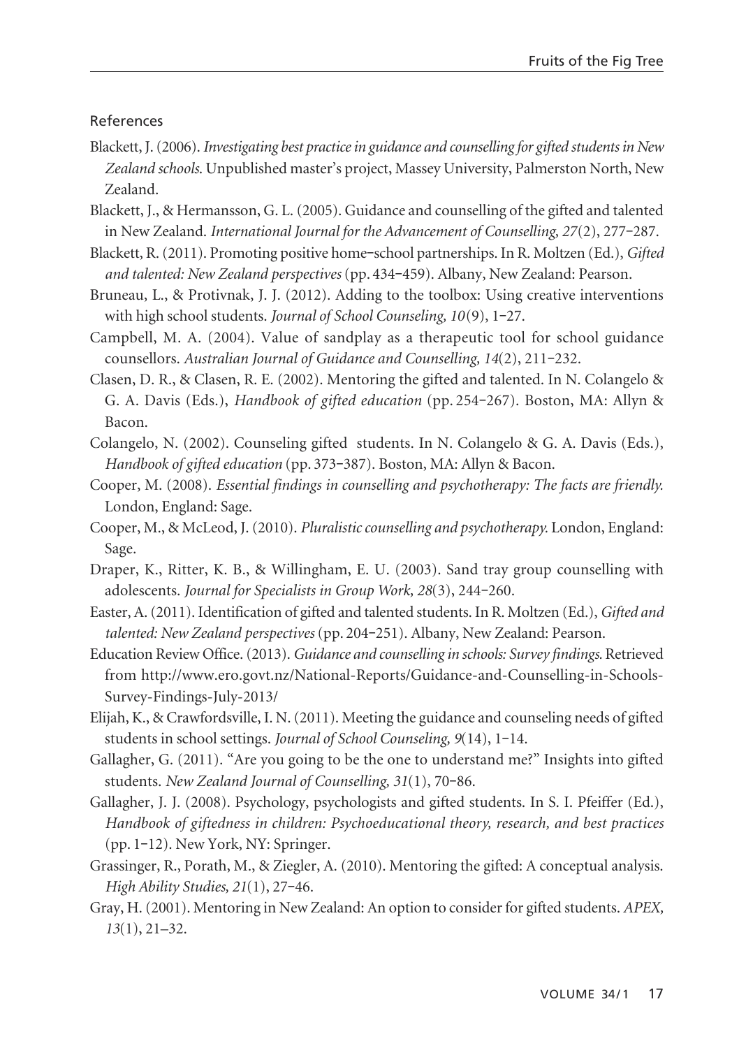References

Blackett, J. (2006). *Investigating best practice in guidance and counselling for gifted students in New Zealand schools.* Unpublished master's project, Massey University, Palmerston North, New Zealand.

Blackett, J., & Hermansson, G. L. (2005). Guidance and counselling of the gifted and talented in New Zealand. *International Journal for the Advancement of Counselling, 27*(2), 277–287.

Blackett, R. (2011). Promoting positive home–school partnerships. In R. Moltzen (Ed.), *Gifted and talented: New Zealand perspectives* (pp. 434–459). Albany, New Zealand: Pearson.

Bruneau, L., & Protivnak, J. J. (2012). Adding to the toolbox: Using creative interventions with high school students. *Journal of School Counseling, 10*(9), 1–27.

Campbell, M. A. (2004). Value of sandplay as a therapeutic tool for school guidance counsellors. *Australian Journal of Guidance and Counselling, 14*(2), 211–232.

Clasen, D. R., & Clasen, R. E. (2002). Mentoring the gifted and talented. In N. Colangelo & G. A. Davis (Eds.), *Handbook of gifted education* (pp. 254–267). Boston, MA: Allyn & Bacon.

Colangelo, N. (2002). Counseling gifted students. In N. Colangelo & G. A. Davis (Eds.), *Handbook of gifted education* (pp. 373–387). Boston, MA: Allyn & Bacon.

Cooper, M. (2008). *Essential findings in counselling and psychotherapy: The facts are friendly.* London, England: Sage.

Cooper, M., & McLeod, J. (2010). *Pluralistic counselling and psychotherapy.* London, England: Sage.

Draper, K., Ritter, K. B., & Willingham, E. U. (2003). Sand tray group counselling with adolescents. *Journal for Specialists in Group Work, 28*(3), 244–260.

Easter, A. (2011). Identification of gifted and talented students. In R. Moltzen (Ed.), *Gifted and talented: New Zealand perspectives* (pp. 204–251). Albany, New Zealand: Pearson.

Education Review Office. (2013). *Guidance and counselling in schools: Survey findings.* Retrieved from http://www.ero.govt.nz/National-Reports/Guidance-and-Counselling-in-Schools-Survey-Findings-July-2013/

Elijah, K., & Crawfordsville, I. N. (2011). Meeting the guidance and counseling needs of gifted students in school settings. *Journal of School Counseling, 9*(14), 1–14.

Gallagher, G. (2011). "Are you going to be the one to understand me?" Insights into gifted students. *New Zealand Journal of Counselling, 31*(1), 70–86.

Gallagher, J. J. (2008). Psychology, psychologists and gifted students. In S. I. Pfeiffer (Ed.), *Handbook of giftedness in children: Psychoeducational theory, research, and best practices* (pp. 1–12). New York, NY: Springer.

Grassinger, R., Porath, M., & Ziegler, A. (2010). Mentoring the gifted: A conceptual analysis. *High Ability Studies, 21*(1), 27–46.

Gray, H. (2001). Mentoring in New Zealand: An option to consider for gifted students. *APEX, 13*(1), 21–32.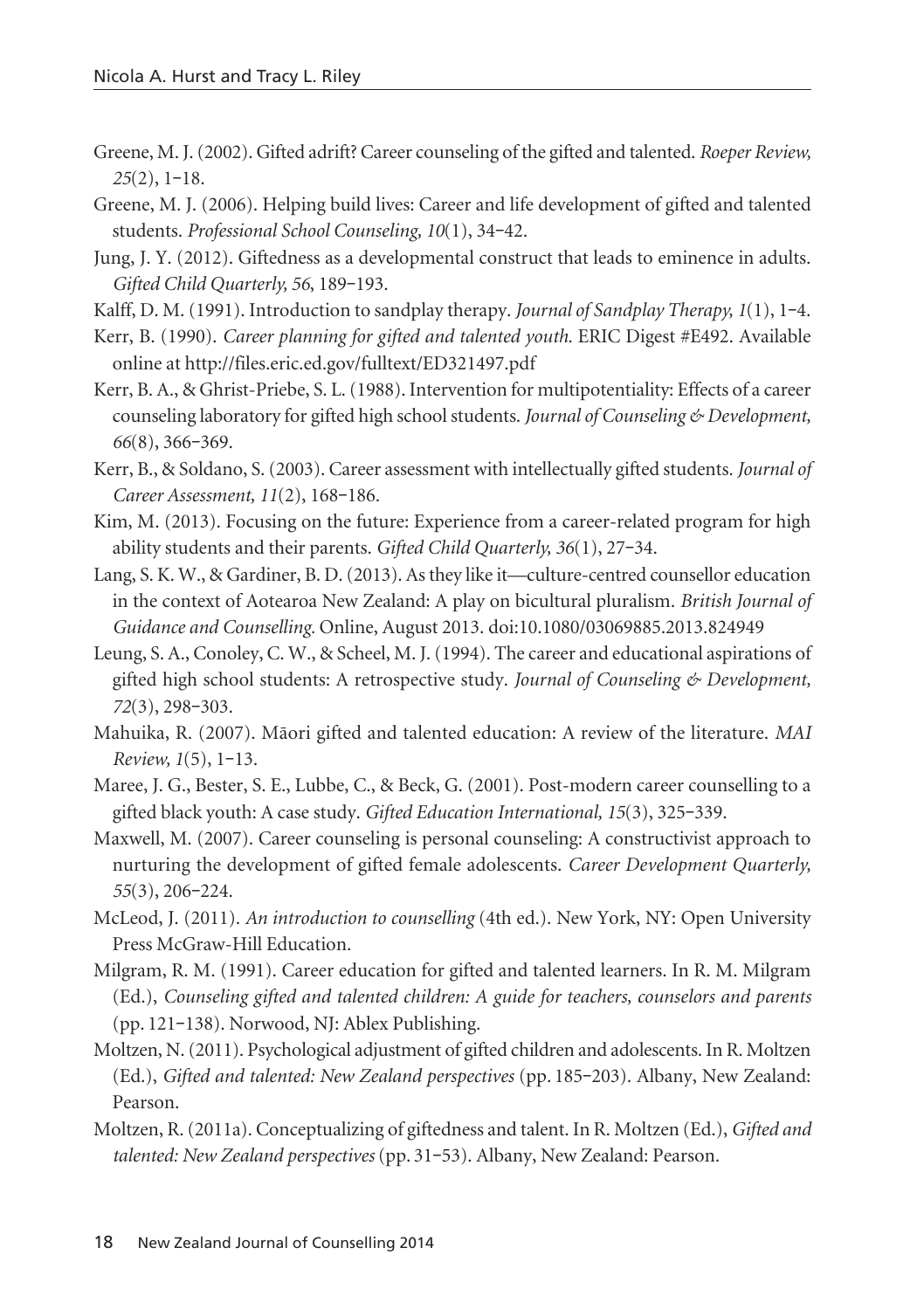Greene, M. J. (2002). Gifted adrift? Career counseling of the gifted and talented. *Roeper Review, 25*(2), 1–18.

Greene, M. J. (2006). Helping build lives: Career and life development of gifted and talented students. *Professional School Counseling, 10*(1), 34–42.

Jung, J. Y. (2012). Giftedness as a developmental construct that leads to eminence in adults. *Gifted Child Quarterly, 56*, 189–193.

Kalff, D. M. (1991). Introduction to sandplay therapy. *Journal of Sandplay Therapy, 1*(1), 1–4.

Kerr, B. (1990). *Career planning for gifted and talented youth.* ERIC Digest #E492. Available online at http://files.eric.ed.gov/fulltext/ED321497.pdf

Kerr, B. A., & Ghrist-Priebe, S. L. (1988). Intervention for multipotentiality: Effects of a career counseling laboratory for gifted high school students. *Journal of Counseling & Development, 66*(8), 366–369.

Kerr, B., & Soldano, S. (2003). Career assessment with intellectually gifted students. *Journal of Career Assessment, 11*(2), 168–186.

Kim, M. (2013). Focusing on the future: Experience from a career-related program for high ability students and their parents. *Gifted Child Quarterly, 36*(1), 27–34.

Lang, S. K. W., & Gardiner, B. D. (2013). As they like it—culture-centred counsellor education in the context of Aotearoa New Zealand: A play on bicultural pluralism. *British Journal of Guidance and Counselling.* Online, August 2013. doi:10.1080/03069885.2013.824949

Leung, S. A., Conoley, C. W., & Scheel, M. J. (1994). The career and educational aspirations of gifted high school students: A retrospective study. *Journal of Counseling & Development, 72*(3), 298–303.

Mahuika, R. (2007). Māori gifted and talented education: A review of the literature. *MAI Review, 1*(5), 1–13.

Maree, J. G., Bester, S. E., Lubbe, C., & Beck, G. (2001). Post-modern career counselling to a gifted black youth: A case study. *Gifted Education International, 15*(3), 325–339.

Maxwell, M. (2007). Career counseling is personal counseling: A constructivist approach to nurturing the development of gifted female adolescents. *Career Development Quarterly, 55*(3), 206–224.

McLeod, J. (2011). *An introduction to counselling* (4th ed.). New York, NY: Open University Press McGraw-Hill Education.

Milgram, R. M. (1991). Career education for gifted and talented learners. In R. M. Milgram (Ed.), *Counseling gifted and talented children: A guide for teachers, counselors and parents* (pp. 121–138). Norwood, NJ: Ablex Publishing.

Moltzen, N. (2011). Psychological adjustment of gifted children and adolescents. In R. Moltzen (Ed.), *Gifted and talented: New Zealand perspectives* (pp. 185–203). Albany, New Zealand: Pearson.

Moltzen, R. (2011a). Conceptualizing of giftedness and talent. In R. Moltzen (Ed.), *Gifted and talented: New Zealand perspectives* (pp. 31–53). Albany, New Zealand: Pearson.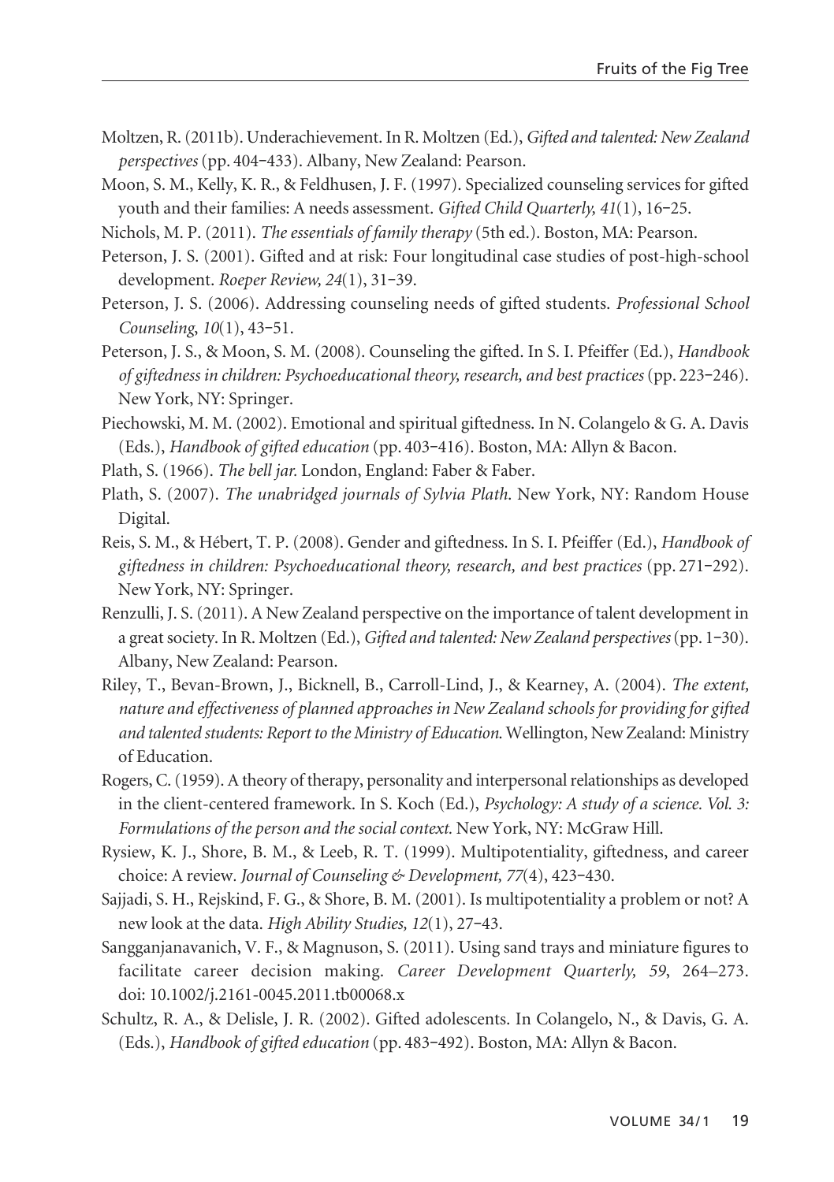Moltzen, R. (2011b). Underachievement. In R. Moltzen (Ed.), *Gifted and talented: New Zealand perspectives* (pp. 404–433). Albany, New Zealand: Pearson.

Moon, S. M., Kelly, K. R., & Feldhusen, J. F. (1997). Specialized counseling services for gifted youth and their families: A needs assessment. *Gifted Child Quarterly, 41*(1), 16–25.

Nichols, M. P. (2011). *The essentials of family therapy* (5th ed.). Boston, MA: Pearson.

Peterson, J. S. (2001). Gifted and at risk: Four longitudinal case studies of post-high-school development. *Roeper Review, 24*(1), 31–39.

Peterson, J. S. (2006). Addressing counseling needs of gifted students. *Professional School Counseling*, *10*(1), 43–51.

Peterson, J. S., & Moon, S. M. (2008). Counseling the gifted. In S. I. Pfeiffer (Ed.), *Handbook of giftedness in children: Psychoeducational theory, research, and best practices* (pp. 223–246). New York, NY: Springer.

Piechowski, M. M. (2002). Emotional and spiritual giftedness. In N. Colangelo & G. A. Davis (Eds.), *Handbook of gifted education* (pp. 403–416). Boston, MA: Allyn & Bacon.

Plath, S. (1966). *The bell jar.* London, England: Faber & Faber.

Plath, S. (2007). *The unabridged journals of Sylvia Plath.* New York, NY: Random House Digital.

Reis, S. M., & Hébert, T. P. (2008). Gender and giftedness. In S. I. Pfeiffer (Ed.), *Handbook of giftedness in children: Psychoeducational theory, research, and best practices* (pp. 271–292). New York, NY: Springer.

Renzulli, J. S. (2011). A New Zealand perspective on the importance of talent development in a great society. In R. Moltzen (Ed.), *Gifted and talented: New Zealand perspectives* (pp. 1–30). Albany, New Zealand: Pearson.

Riley, T., Bevan-Brown, J., Bicknell, B., Carroll-Lind, J., & Kearney, A. (2004). *The extent, nature and effectiveness of planned approaches in New Zealand schools for providing for gifted and talented students: Report to the Ministry of Education.* Wellington, New Zealand: Ministry of Education.

Rogers, C. (1959). A theory of therapy, personality and interpersonal relationships as developed in the client-centered framework. In S. Koch (Ed.), *Psychology: A study of a science. Vol. 3: Formulations of the person and the social context.* New York, NY: McGraw Hill.

Rysiew, K. J., Shore, B. M., & Leeb, R. T. (1999). Multipotentiality, giftedness, and career choice: A review. *Journal of Counseling & Development, 77*(4), 423–430.

Sajjadi, S. H., Rejskind, F. G., & Shore, B. M. (2001). Is multipotentiality a problem or not? A new look at the data. *High Ability Studies, 12*(1), 27–43.

Sangganjanavanich, V. F., & Magnuson, S. (2011). Using sand trays and miniature figures to facilitate career decision making. *Career Development Quarterly, 59*, 264–273. doi: 10.1002/j.2161-0045.2011.tb00068.x

Schultz, R. A., & Delisle, J. R. (2002). Gifted adolescents. In Colangelo, N., & Davis, G. A. (Eds.), *Handbook of gifted education* (pp. 483–492). Boston, MA: Allyn & Bacon.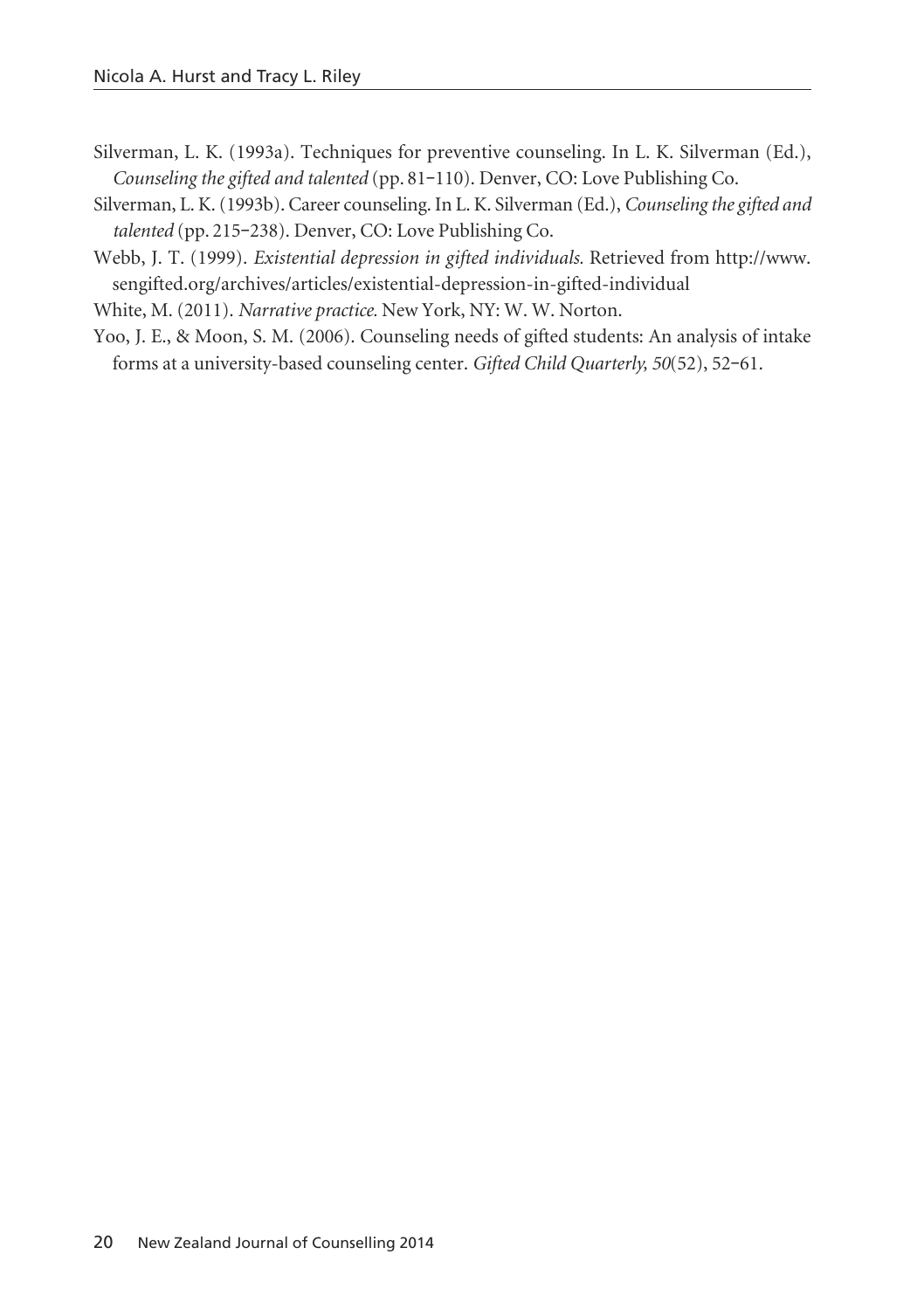Silverman, L. K. (1993a). Techniques for preventive counseling. In L. K. Silverman (Ed.), *Counseling the gifted and talented* (pp. 81–110). Denver, CO: Love Publishing Co.

Silverman, L. K. (1993b). Career counseling. In L. K. Silverman (Ed.), *Counseling the gifted and talented* (pp. 215–238). Denver, CO: Love Publishing Co.

Webb, J. T. (1999). *Existential depression in gifted individuals.* Retrieved from http://www.sengifted.org/archives/articles/existential-depression-in-gifted-individual

White, M. (2011). *Narrative practice.* New York, NY: W. W. Norton.

Yoo, J. E., & Moon, S. M. (2006). Counseling needs of gifted students: An analysis of intake forms at a university-based counseling center. *Gifted Child Quarterly, 50*(52), 52–61.